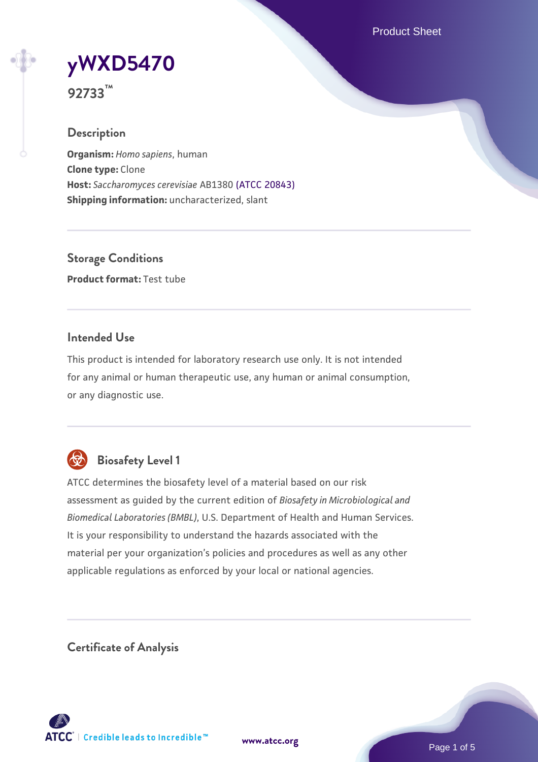# yWXD5470

**92733™**

## Description

**Organism:** *Homo sapiens*, human
**Clone type:** Clone
**Host:** *Saccharomyces cerevisiae* AB1380 (ATCC 20843)
**Shipping information:** uncharacterized, slant

## Storage Conditions

**Product format:** Test tube

## Intended Use

This product is intended for laboratory research use only. It is not intended for any animal or human therapeutic use, any human or animal consumption, or any diagnostic use.

## Biosafety Level 1

ATCC determines the biosafety level of a material based on our risk assessment as guided by the current edition of *Biosafety in Microbiological and Biomedical Laboratories (BMBL)*, U.S. Department of Health and Human Services. It is your responsibility to understand the hazards associated with the material per your organization's policies and procedures as well as any other applicable regulations as enforced by your local or national agencies.

## Certificate of Analysis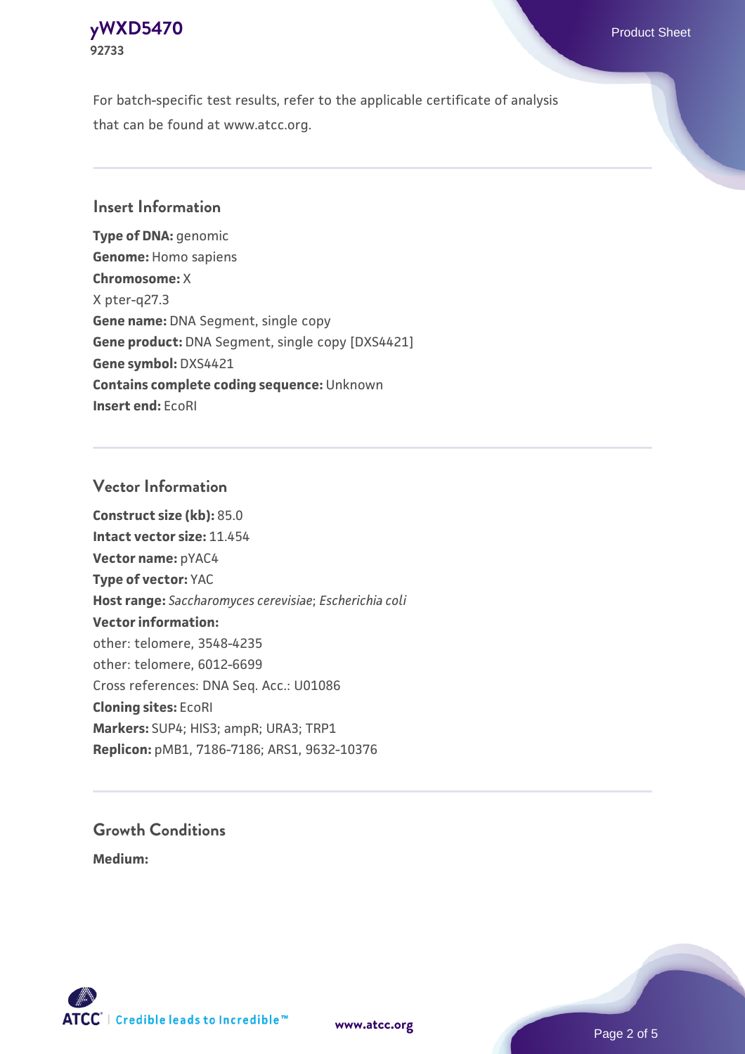For batch-specific test results, refer to the applicable certificate of analysis that can be found at www.atcc.org.

## Insert Information

**Type of DNA:** genomic
**Genome:** Homo sapiens
**Chromosome:** X
X pter-q27.3
**Gene name:** DNA Segment, single copy
**Gene product:** DNA Segment, single copy [DXS4421]
**Gene symbol:** DXS4421
**Contains complete coding sequence:** Unknown
**Insert end:** EcoRI

## Vector Information

**Construct size (kb):** 85.0
**Intact vector size:** 11.454
**Vector name:** pYAC4
**Type of vector:** YAC
**Host range:** *Saccharomyces cerevisiae*; *Escherichia coli*
**Vector information:**
other: telomere, 3548-4235
other: telomere, 6012-6699
Cross references: DNA Seq. Acc.: U01086
**Cloning sites:** EcoRI
**Markers:** SUP4; HIS3; ampR; URA3; TRP1
**Replicon:** pMB1, 7186-7186; ARS1, 9632-10376

## Growth Conditions

**Medium:**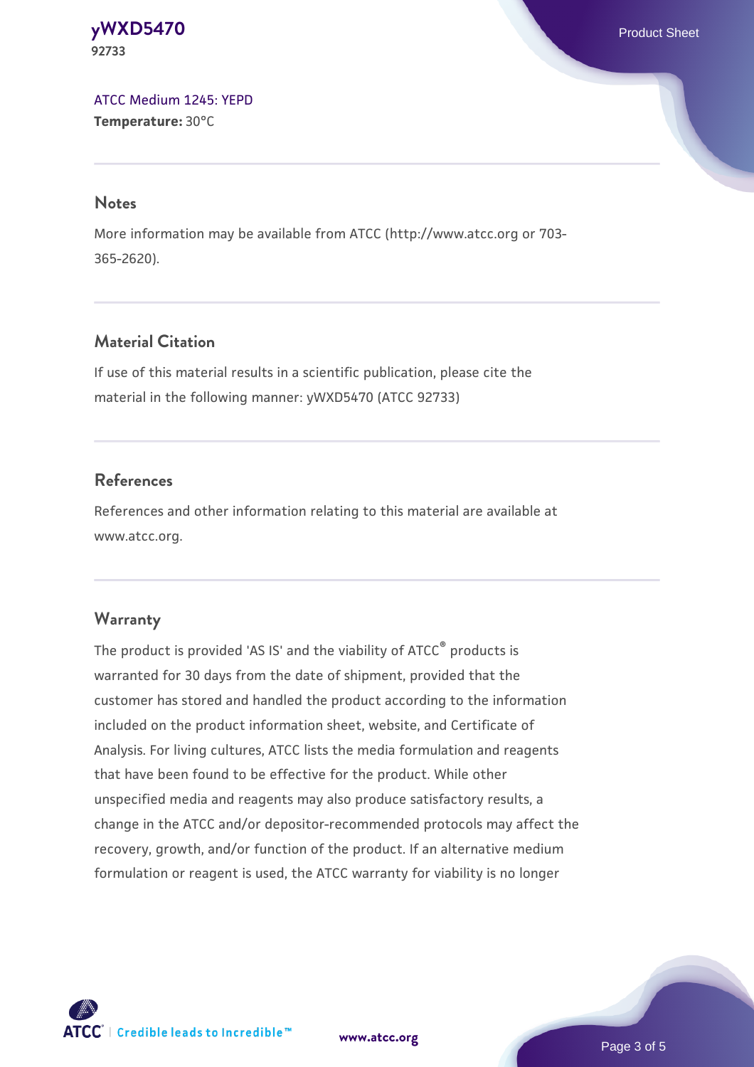ATCC Medium 1245: YEPD
**Temperature:** 30°C

## Notes

More information may be available from ATCC (http://www.atcc.org or 703-365-2620).

## Material Citation

If use of this material results in a scientific publication, please cite the material in the following manner: yWXD5470 (ATCC 92733)

## References

References and other information relating to this material are available at www.atcc.org.

## Warranty

The product is provided 'AS IS' and the viability of ATCC® products is warranted for 30 days from the date of shipment, provided that the customer has stored and handled the product according to the information included on the product information sheet, website, and Certificate of Analysis. For living cultures, ATCC lists the media formulation and reagents that have been found to be effective for the product. While other unspecified media and reagents may also produce satisfactory results, a change in the ATCC and/or depositor-recommended protocols may affect the recovery, growth, and/or function of the product. If an alternative medium formulation or reagent is used, the ATCC warranty for viability is no longer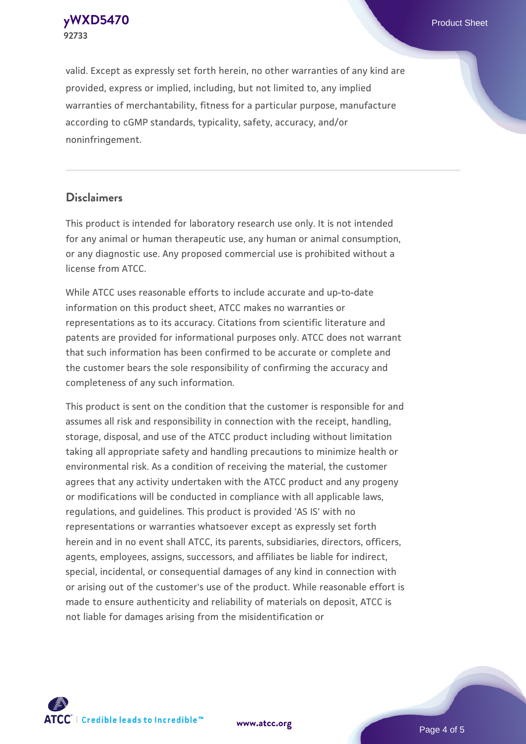valid. Except as expressly set forth herein, no other warranties of any kind are provided, express or implied, including, but not limited to, any implied warranties of merchantability, fitness for a particular purpose, manufacture according to cGMP standards, typicality, safety, accuracy, and/or noninfringement.

## Disclaimers

This product is intended for laboratory research use only. It is not intended for any animal or human therapeutic use, any human or animal consumption, or any diagnostic use. Any proposed commercial use is prohibited without a license from ATCC.

While ATCC uses reasonable efforts to include accurate and up-to-date information on this product sheet, ATCC makes no warranties or representations as to its accuracy. Citations from scientific literature and patents are provided for informational purposes only. ATCC does not warrant that such information has been confirmed to be accurate or complete and the customer bears the sole responsibility of confirming the accuracy and completeness of any such information.

This product is sent on the condition that the customer is responsible for and assumes all risk and responsibility in connection with the receipt, handling, storage, disposal, and use of the ATCC product including without limitation taking all appropriate safety and handling precautions to minimize health or environmental risk. As a condition of receiving the material, the customer agrees that any activity undertaken with the ATCC product and any progeny or modifications will be conducted in compliance with all applicable laws, regulations, and guidelines. This product is provided 'AS IS' with no representations or warranties whatsoever except as expressly set forth herein and in no event shall ATCC, its parents, subsidiaries, directors, officers, agents, employees, assigns, successors, and affiliates be liable for indirect, special, incidental, or consequential damages of any kind in connection with or arising out of the customer's use of the product. While reasonable effort is made to ensure authenticity and reliability of materials on deposit, ATCC is not liable for damages arising from the misidentification or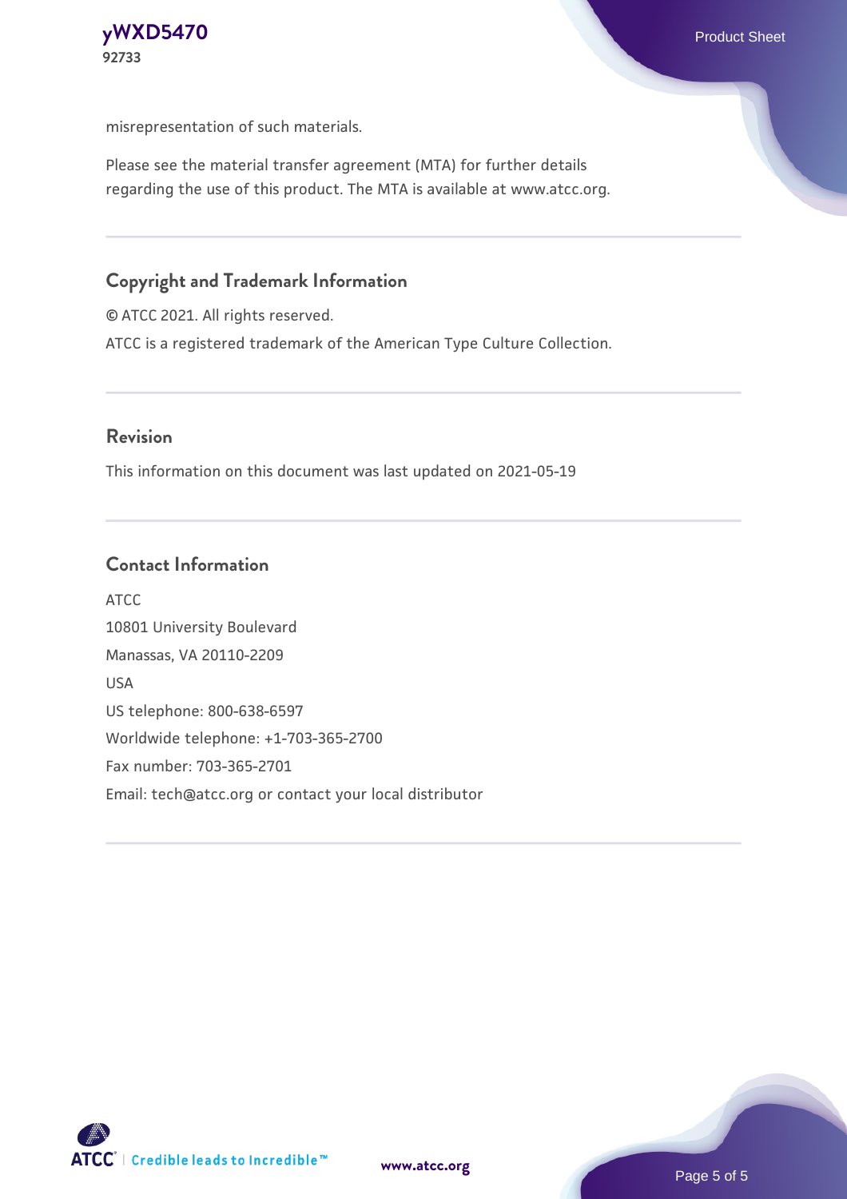misrepresentation of such materials.

Please see the material transfer agreement (MTA) for further details regarding the use of this product. The MTA is available at www.atcc.org.

## Copyright and Trademark Information

© ATCC 2021. All rights reserved.

ATCC is a registered trademark of the American Type Culture Collection.

## Revision

This information on this document was last updated on 2021-05-19

## Contact Information

ATCC
10801 University Boulevard
Manassas, VA 20110-2209
USA
US telephone: 800-638-6597
Worldwide telephone: +1-703-365-2700
Fax number: 703-365-2701
Email: tech@atcc.org or contact your local distributor